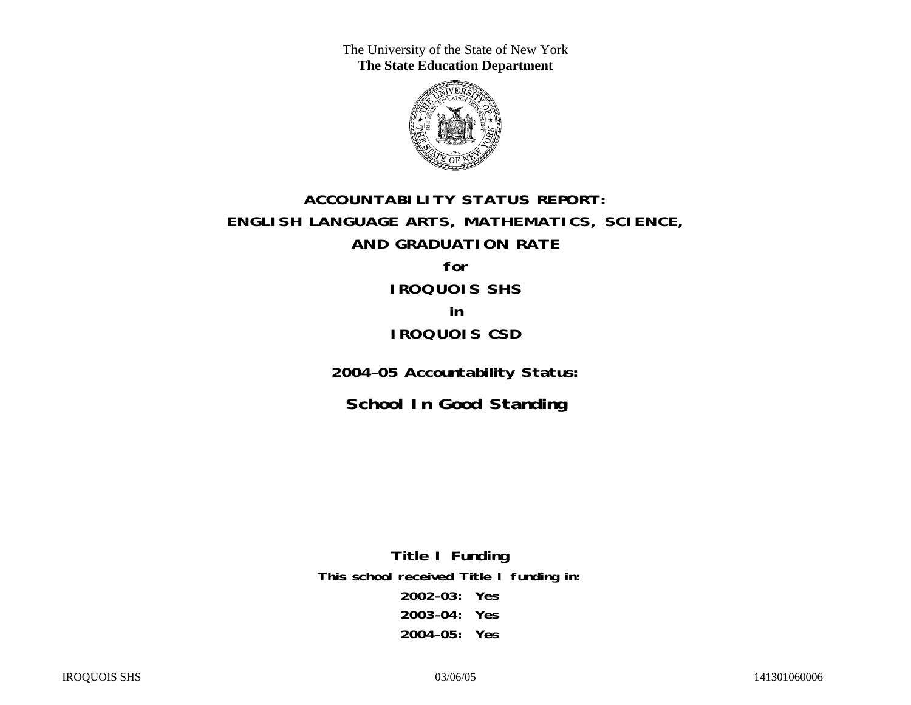The University of the State of New York
**The State Education Department**

# ACCOUNTABILITY STATUS REPORT: ENGLISH LANGUAGE ARTS, MATHEMATICS, SCIENCE, AND GRADUATION RATE

**for**

**IROQUOIS SHS**

**in**

**IROQUOIS CSD**

**2004–05 Accountability Status:**

## School In Good Standing

**Title I Funding**

**This school received Title I funding in:**

**2002–03: Yes**

**2003–04: Yes**

**2004–05: Yes**

IROQUOIS SHS 03/06/05 141301060006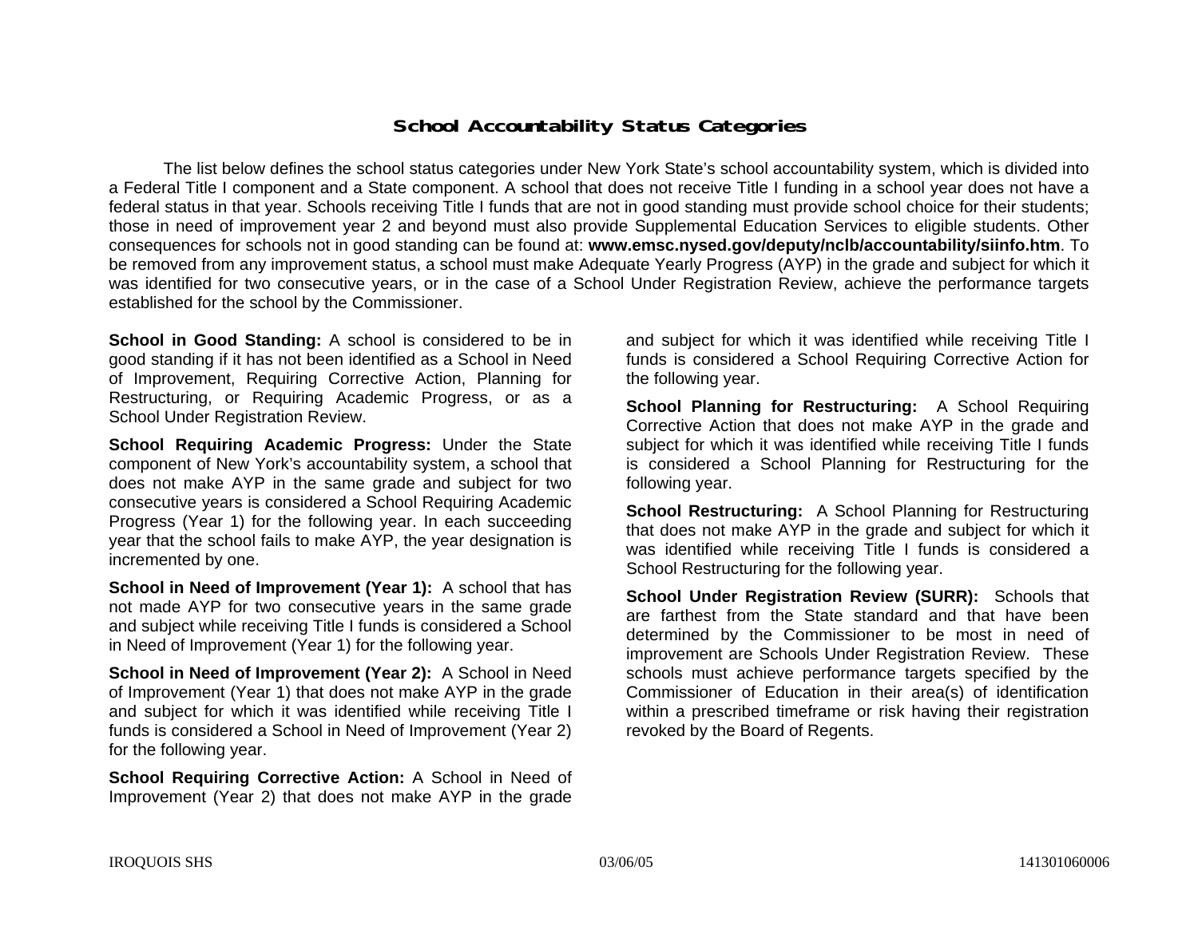# School Accountability Status Categories

The list below defines the school status categories under New York State's school accountability system, which is divided into a Federal Title I component and a State component. A school that does not receive Title I funding in a school year does not have a federal status in that year. Schools receiving Title I funds that are not in good standing must provide school choice for their students; those in need of improvement year 2 and beyond must also provide Supplemental Education Services to eligible students. Other consequences for schools not in good standing can be found at: **www.emsc.nysed.gov/deputy/nclb/accountability/siinfo.htm**. To be removed from any improvement status, a school must make Adequate Yearly Progress (AYP) in the grade and subject for which it was identified for two consecutive years, or in the case of a School Under Registration Review, achieve the performance targets established for the school by the Commissioner.

**School in Good Standing:** A school is considered to be in good standing if it has not been identified as a School in Need of Improvement, Requiring Corrective Action, Planning for Restructuring, or Requiring Academic Progress, or as a School Under Registration Review.

**School Requiring Academic Progress:** Under the State component of New York's accountability system, a school that does not make AYP in the same grade and subject for two consecutive years is considered a School Requiring Academic Progress (Year 1) for the following year. In each succeeding year that the school fails to make AYP, the year designation is incremented by one.

**School in Need of Improvement (Year 1):** A school that has not made AYP for two consecutive years in the same grade and subject while receiving Title I funds is considered a School in Need of Improvement (Year 1) for the following year.

**School in Need of Improvement (Year 2):** A School in Need of Improvement (Year 1) that does not make AYP in the grade and subject for which it was identified while receiving Title I funds is considered a School in Need of Improvement (Year 2) for the following year.

**School Requiring Corrective Action:** A School in Need of Improvement (Year 2) that does not make AYP in the grade and subject for which it was identified while receiving Title I funds is considered a School Requiring Corrective Action for the following year.

**School Planning for Restructuring:** A School Requiring Corrective Action that does not make AYP in the grade and subject for which it was identified while receiving Title I funds is considered a School Planning for Restructuring for the following year.

**School Restructuring:** A School Planning for Restructuring that does not make AYP in the grade and subject for which it was identified while receiving Title I funds is considered a School Restructuring for the following year.

**School Under Registration Review (SURR):** Schools that are farthest from the State standard and that have been determined by the Commissioner to be most in need of improvement are Schools Under Registration Review. These schools must achieve performance targets specified by the Commissioner of Education in their area(s) of identification within a prescribed timeframe or risk having their registration revoked by the Board of Regents.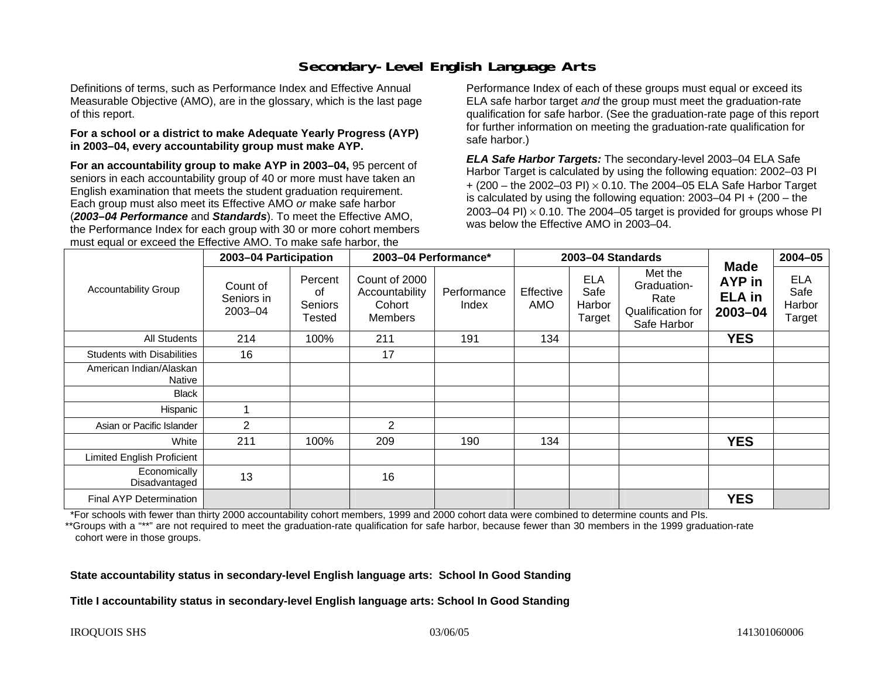# Secondary-Level English Language Arts

Definitions of terms, such as Performance Index and Effective Annual Measurable Objective (AMO), are in the glossary, which is the last page of this report.

**For a school or a district to make Adequate Yearly Progress (AYP) in 2003–04, every accountability group must make AYP.**

**For an accountability group to make AYP in 2003–04,** 95 percent of seniors in each accountability group of 40 or more must have taken an English examination that meets the student graduation requirement. Each group must also meet its Effective AMO *or* make safe harbor (***2003–04 Performance*** and ***Standards***). To meet the Effective AMO, the Performance Index for each group with 30 or more cohort members must equal or exceed the Effective AMO. To make safe harbor, the Performance Index of each of these groups must equal or exceed its ELA safe harbor target *and* the group must meet the graduation-rate qualification for safe harbor. (See the graduation-rate page of this report for further information on meeting the graduation-rate qualification for safe harbor.)

***ELA Safe Harbor Targets:*** The secondary-level 2003–04 ELA Safe Harbor Target is calculated by using the following equation: 2002–03 PI + (200 – the 2002–03 PI) $\times$ 0.10. The 2004–05 ELA Safe Harbor Target is calculated by using the following equation: 2003–04 PI + (200 – the 2003–04 PI) $\times$ 0.10. The 2004–05 target is provided for groups whose PI was below the Effective AMO in 2003–04.

| Accountability Group | 2003–04 Participation | | 2003–04 Performance* | | 2003–04 Standards | | | Made AYP in ELA in 2003–04 | 2004–05 |
|---|---|---|---|---|---|---|---|---|---|
| | Count of Seniors in 2003–04 | Percent of Seniors Tested | Count of 2000 Accountability Cohort Members | Performance Index | Effective AMO | ELA Safe Harbor Target | Met the Graduation-Rate Qualification for Safe Harbor | | ELA Safe Harbor Target |
| All Students | 214 | 100% | 211 | 191 | 134 | | | **YES** | |
| Students with Disabilities | 16 | | 17 | | | | | | |
| American Indian/Alaskan Native | | | | | | | | | |
| Black | | | | | | | | | |
| Hispanic | 1 | | | | | | | | |
| Asian or Pacific Islander | 2 | | 2 | | | | | | |
| White | 211 | 100% | 209 | 190 | 134 | | | **YES** | |
| Limited English Proficient | | | | | | | | | |
| Economically Disadvantaged | 13 | | 16 | | | | | | |
| Final AYP Determination | | | | | | | | **YES** | |

*For schools with fewer than thirty 2000 accountability cohort members, 1999 and 2000 cohort data were combined to determine counts and PIs.

**Groups with a "**" are not required to meet the graduation-rate qualification for safe harbor, because fewer than 30 members in the 1999 graduation-rate cohort were in those groups.

**State accountability status in secondary-level English language arts: School In Good Standing**

**Title I accountability status in secondary-level English language arts: School In Good Standing**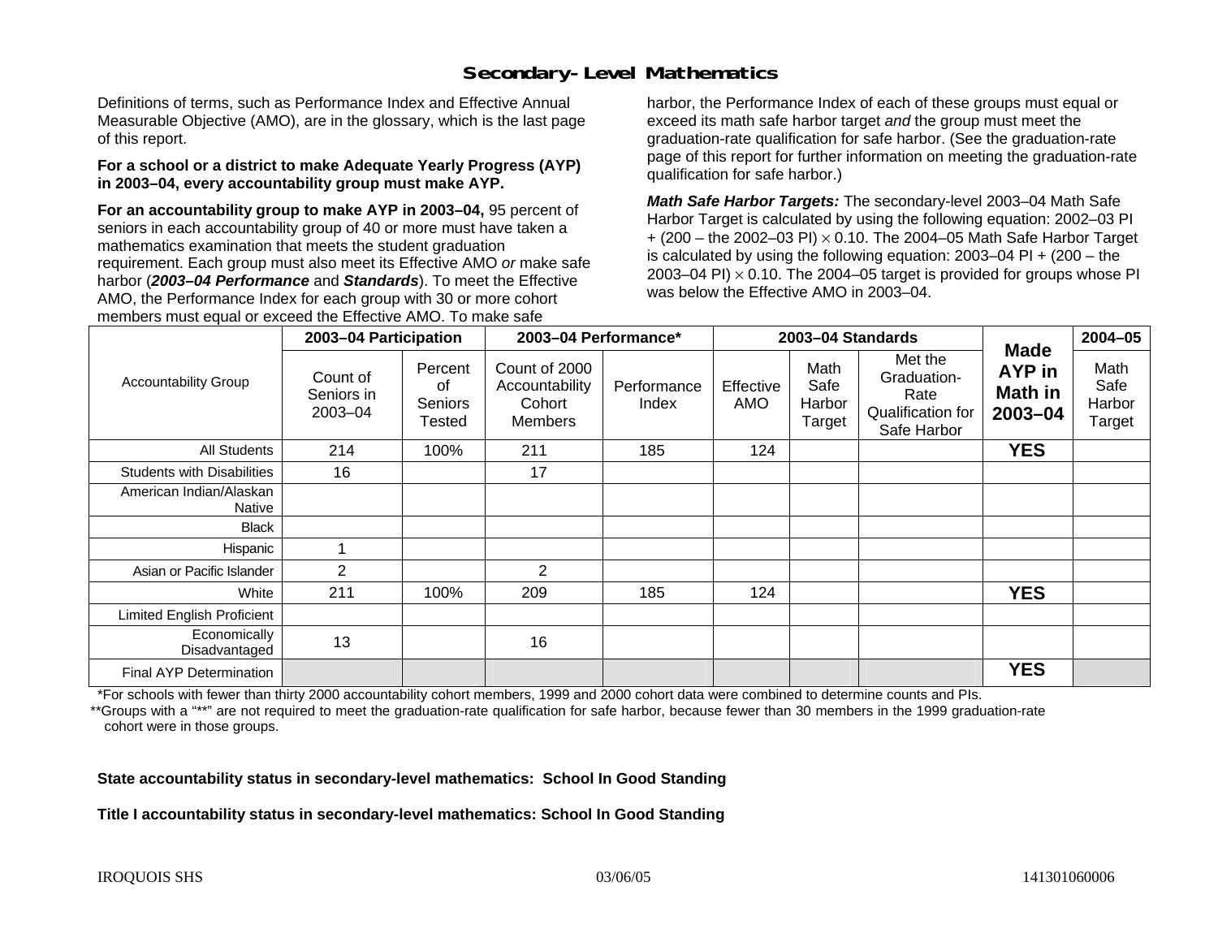# Secondary-Level Mathematics

Definitions of terms, such as Performance Index and Effective Annual Measurable Objective (AMO), are in the glossary, which is the last page of this report.

**For a school or a district to make Adequate Yearly Progress (AYP) in 2003–04, every accountability group must make AYP.**

**For an accountability group to make AYP in 2003–04,** 95 percent of seniors in each accountability group of 40 or more must have taken a mathematics examination that meets the student graduation requirement. Each group must also meet its Effective AMO *or* make safe harbor (***2003–04 Performance*** and ***Standards***). To meet the Effective AMO, the Performance Index for each group with 30 or more cohort members must equal or exceed the Effective AMO. To make safe harbor, the Performance Index of each of these groups must equal or exceed its math safe harbor target *and* the group must meet the graduation-rate qualification for safe harbor. (See the graduation-rate page of this report for further information on meeting the graduation-rate qualification for safe harbor.)

***Math Safe Harbor Targets:*** The secondary-level 2003–04 Math Safe Harbor Target is calculated by using the following equation: 2002–03 PI + (200 – the 2002–03 PI) × 0.10. The 2004–05 Math Safe Harbor Target is calculated by using the following equation: 2003–04 PI + (200 – the 2003–04 PI) × 0.10. The 2004–05 target is provided for groups whose PI was below the Effective AMO in 2003–04.

| Accountability Group | 2003–04 Participation | | 2003–04 Performance* | | 2003–04 Standards | | | Made AYP in Math in 2003–04 | 2004–05 |
|---|---|---|---|---|---|---|---|---|---|
| | Count of Seniors in 2003–04 | Percent of Seniors Tested | Count of 2000 Accountability Cohort Members | Performance Index | Effective AMO | Math Safe Harbor Target | Met the Graduation-Rate Qualification for Safe Harbor | | Math Safe Harbor Target |
| All Students | 214 | 100% | 211 | 185 | 124 | | | **YES** | |
| Students with Disabilities | 16 | | 17 | | | | | | |
| American Indian/Alaskan Native | | | | | | | | | |
| Black | | | | | | | | | |
| Hispanic | 1 | | | | | | | | |
| Asian or Pacific Islander | 2 | | 2 | | | | | | |
| White | 211 | 100% | 209 | 185 | 124 | | | **YES** | |
| Limited English Proficient | | | | | | | | | |
| Economically Disadvantaged | 13 | | 16 | | | | | | |
| Final AYP Determination | | | | | | | | **YES** | |

*For schools with fewer than thirty 2000 accountability cohort members, 1999 and 2000 cohort data were combined to determine counts and PIs.

**Groups with a "**" are not required to meet the graduation-rate qualification for safe harbor, because fewer than 30 members in the 1999 graduation-rate cohort were in those groups.

**State accountability status in secondary-level mathematics: School In Good Standing**

**Title I accountability status in secondary-level mathematics: School In Good Standing**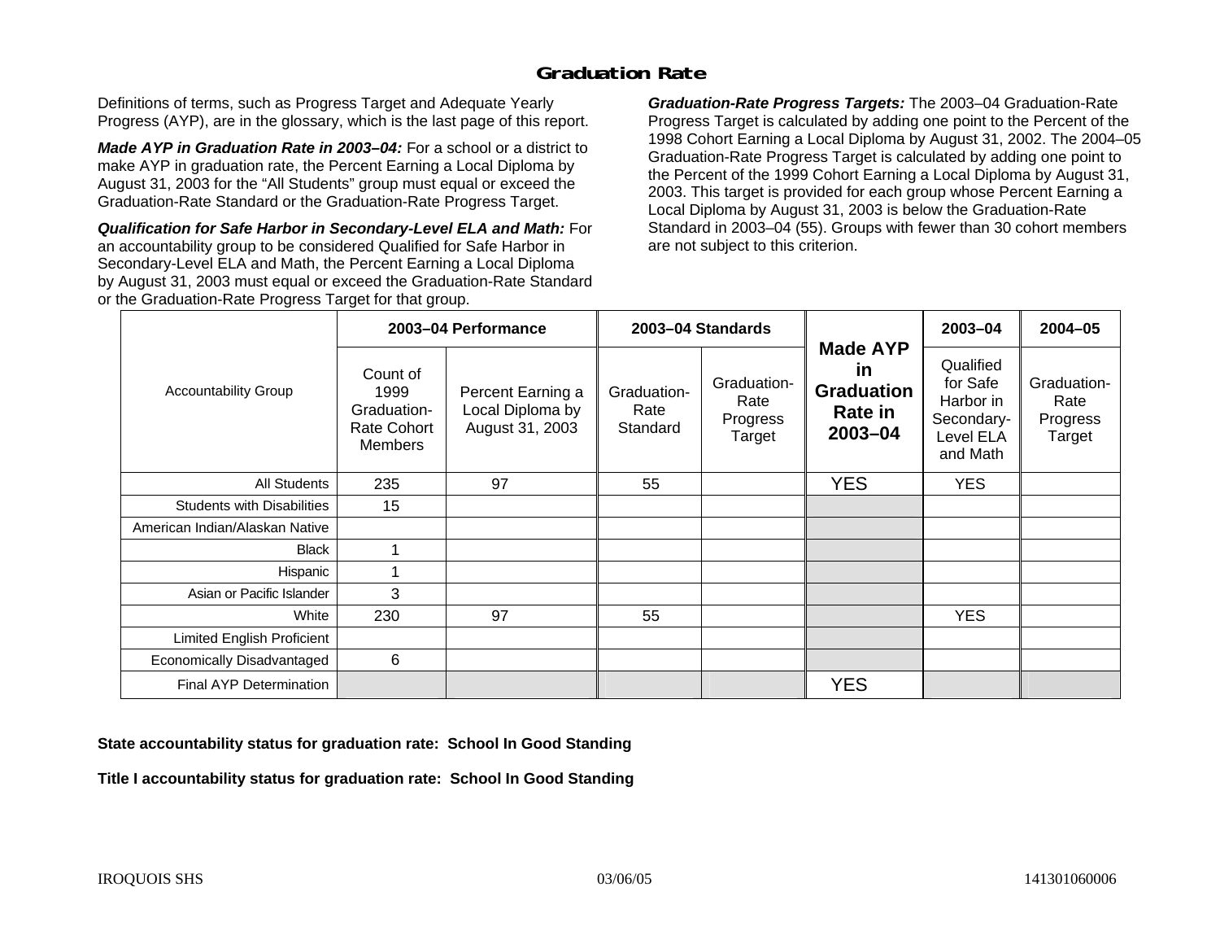# Graduation Rate

Definitions of terms, such as Progress Target and Adequate Yearly Progress (AYP), are in the glossary, which is the last page of this report.

***Made AYP in Graduation Rate in 2003–04:*** For a school or a district to make AYP in graduation rate, the Percent Earning a Local Diploma by August 31, 2003 for the "All Students" group must equal or exceed the Graduation-Rate Standard or the Graduation-Rate Progress Target.

***Qualification for Safe Harbor in Secondary-Level ELA and Math:*** For an accountability group to be considered Qualified for Safe Harbor in Secondary-Level ELA and Math, the Percent Earning a Local Diploma by August 31, 2003 must equal or exceed the Graduation-Rate Standard or the Graduation-Rate Progress Target for that group.

***Graduation-Rate Progress Targets:*** The 2003–04 Graduation-Rate Progress Target is calculated by adding one point to the Percent of the 1998 Cohort Earning a Local Diploma by August 31, 2002. The 2004–05 Graduation-Rate Progress Target is calculated by adding one point to the Percent of the 1999 Cohort Earning a Local Diploma by August 31, 2003. This target is provided for each group whose Percent Earning a Local Diploma by August 31, 2003 is below the Graduation-Rate Standard in 2003–04 (55). Groups with fewer than 30 cohort members are not subject to this criterion.

| Accountability Group | 2003–04 Performance | | 2003–04 Standards | | Made AYP in Graduation Rate in 2003–04 | 2003–04 | 2004–05 |
|---|---|---|---|---|---|---|---|
| | Count of 1999 Graduation-Rate Cohort Members | Percent Earning a Local Diploma by August 31, 2003 | Graduation-Rate Standard | Graduation-Rate Progress Target | | Qualified for Safe Harbor in Secondary-Level ELA and Math | Graduation-Rate Progress Target |
| All Students | 235 | 97 | 55 | | YES | YES | |
| Students with Disabilities | 15 | | | | | | |
| American Indian/Alaskan Native | | | | | | | |
| Black | 1 | | | | | | |
| Hispanic | 1 | | | | | | |
| Asian or Pacific Islander | 3 | | | | | | |
| White | 230 | 97 | 55 | | | YES | |
| Limited English Proficient | | | | | | | |
| Economically Disadvantaged | 6 | | | | | | |
| Final AYP Determination | | | | | YES | | |

**State accountability status for graduation rate: School In Good Standing**

**Title I accountability status for graduation rate: School In Good Standing**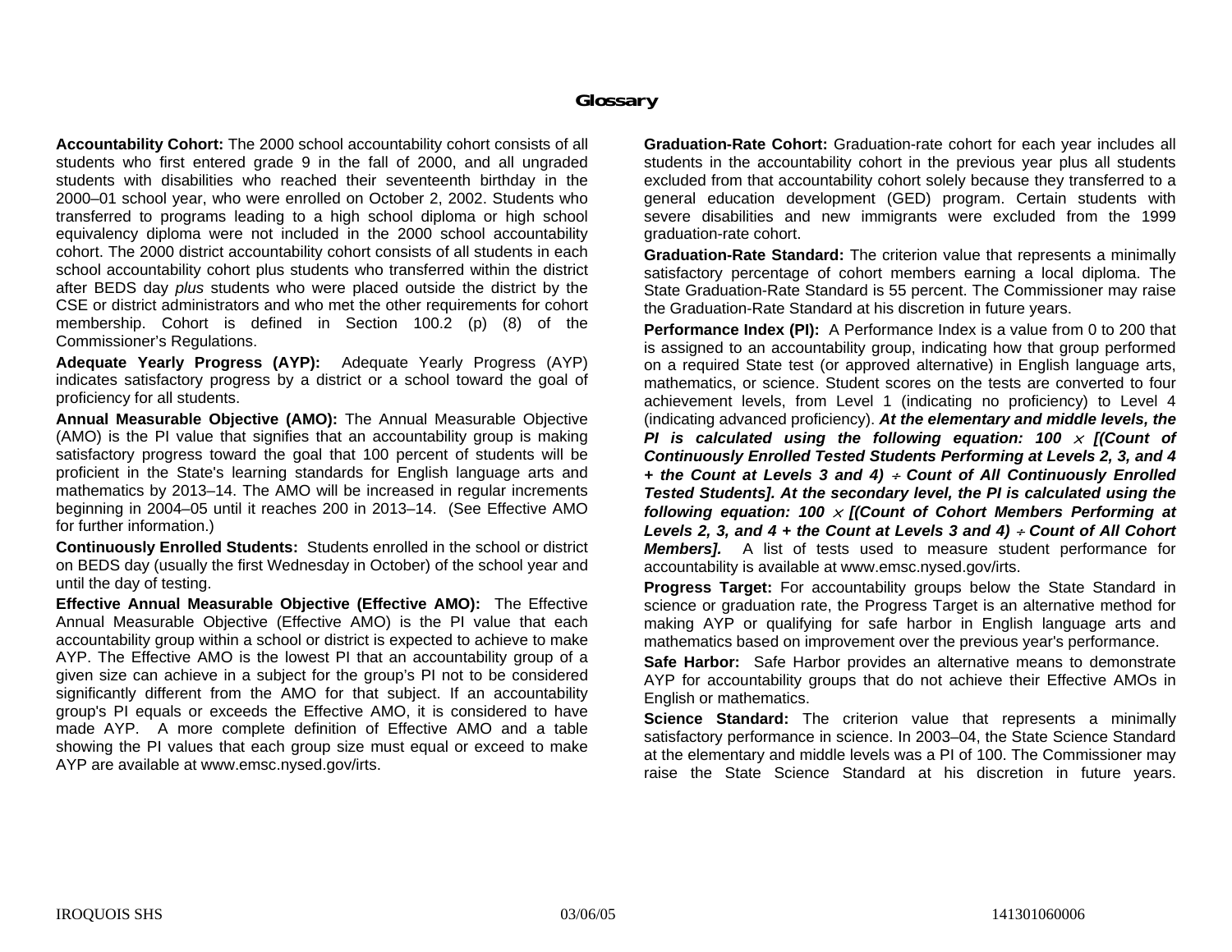# Glossary

**Accountability Cohort:** The 2000 school accountability cohort consists of all students who first entered grade 9 in the fall of 2000, and all ungraded students with disabilities who reached their seventeenth birthday in the 2000–01 school year, who were enrolled on October 2, 2002. Students who transferred to programs leading to a high school diploma or high school equivalency diploma were not included in the 2000 school accountability cohort. The 2000 district accountability cohort consists of all students in each school accountability cohort plus students who transferred within the district after BEDS day *plus* students who were placed outside the district by the CSE or district administrators and who met the other requirements for cohort membership. Cohort is defined in Section 100.2 (p) (8) of the Commissioner's Regulations.

**Adequate Yearly Progress (AYP):** Adequate Yearly Progress (AYP) indicates satisfactory progress by a district or a school toward the goal of proficiency for all students.

**Annual Measurable Objective (AMO):** The Annual Measurable Objective (AMO) is the PI value that signifies that an accountability group is making satisfactory progress toward the goal that 100 percent of students will be proficient in the State's learning standards for English language arts and mathematics by 2013–14. The AMO will be increased in regular increments beginning in 2004–05 until it reaches 200 in 2013–14. (See Effective AMO for further information.)

**Continuously Enrolled Students:** Students enrolled in the school or district on BEDS day (usually the first Wednesday in October) of the school year and until the day of testing.

**Effective Annual Measurable Objective (Effective AMO):** The Effective Annual Measurable Objective (Effective AMO) is the PI value that each accountability group within a school or district is expected to achieve to make AYP. The Effective AMO is the lowest PI that an accountability group of a given size can achieve in a subject for the group's PI not to be considered significantly different from the AMO for that subject. If an accountability group's PI equals or exceeds the Effective AMO, it is considered to have made AYP. A more complete definition of Effective AMO and a table showing the PI values that each group size must equal or exceed to make AYP are available at www.emsc.nysed.gov/irts.

**Graduation-Rate Cohort:** Graduation-rate cohort for each year includes all students in the accountability cohort in the previous year plus all students excluded from that accountability cohort solely because they transferred to a general education development (GED) program. Certain students with severe disabilities and new immigrants were excluded from the 1999 graduation-rate cohort.

**Graduation-Rate Standard:** The criterion value that represents a minimally satisfactory percentage of cohort members earning a local diploma. The State Graduation-Rate Standard is 55 percent. The Commissioner may raise the Graduation-Rate Standard at his discretion in future years.

**Performance Index (PI):** A Performance Index is a value from 0 to 200 that is assigned to an accountability group, indicating how that group performed on a required State test (or approved alternative) in English language arts, mathematics, or science. Student scores on the tests are converted to four achievement levels, from Level 1 (indicating no proficiency) to Level 4 (indicating advanced proficiency). ***At the elementary and middle levels, the PI is calculated using the following equation: 100 × [(Count of Continuously Enrolled Tested Students Performing at Levels 2, 3, and 4 + the Count at Levels 3 and 4) ÷ Count of All Continuously Enrolled Tested Students]. At the secondary level, the PI is calculated using the following equation: 100 × [(Count of Cohort Members Performing at Levels 2, 3, and 4 + the Count at Levels 3 and 4) ÷ Count of All Cohort Members].*** A list of tests used to measure student performance for accountability is available at www.emsc.nysed.gov/irts.

**Progress Target:** For accountability groups below the State Standard in science or graduation rate, the Progress Target is an alternative method for making AYP or qualifying for safe harbor in English language arts and mathematics based on improvement over the previous year's performance.

**Safe Harbor:** Safe Harbor provides an alternative means to demonstrate AYP for accountability groups that do not achieve their Effective AMOs in English or mathematics.

**Science Standard:** The criterion value that represents a minimally satisfactory performance in science. In 2003–04, the State Science Standard at the elementary and middle levels was a PI of 100. The Commissioner may raise the State Science Standard at his discretion in future years.